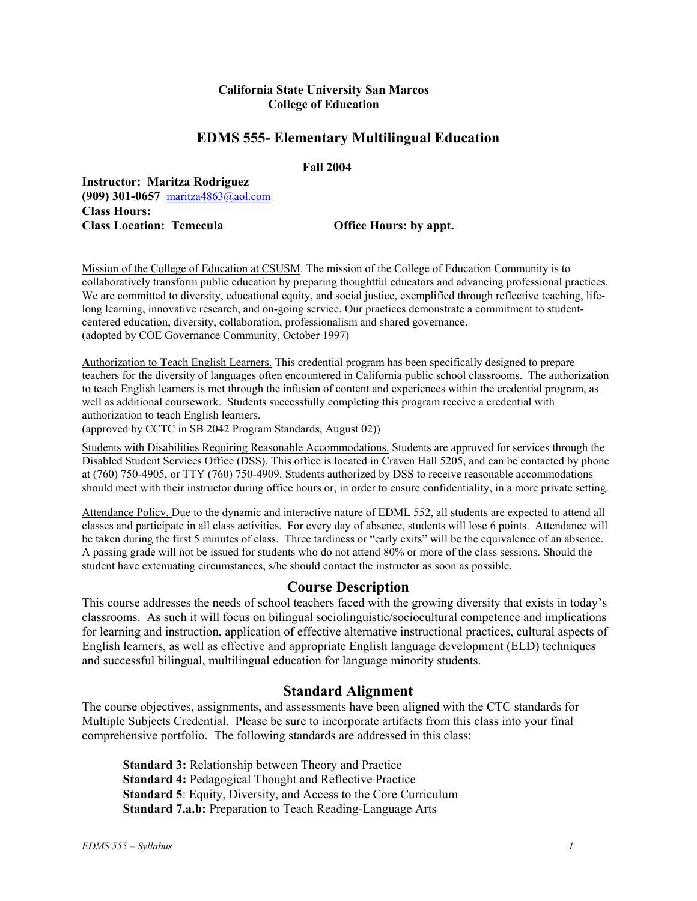**California State University San Marcos**
**College of Education**

# EDMS 555- Elementary Multilingual Education

**Fall 2004**

**Instructor: Maritza Rodriguez**
**(909) 301-0657** maritza4863@aol.com
**Class Hours:**
**Class Location: Temecula** **Office Hours: by appt.**

Mission of the College of Education at CSUSM. The mission of the College of Education Community is to collaboratively transform public education by preparing thoughtful educators and advancing professional practices. We are committed to diversity, educational equity, and social justice, exemplified through reflective teaching, life-long learning, innovative research, and on-going service. Our practices demonstrate a commitment to student-centered education, diversity, collaboration, professionalism and shared governance.
(adopted by COE Governance Community, October 1997)

**A**uthorization to **T**each English Learners. This credential program has been specifically designed to prepare teachers for the diversity of languages often encountered in California public school classrooms. The authorization to teach English learners is met through the infusion of content and experiences within the credential program, as well as additional coursework. Students successfully completing this program receive a credential with authorization to teach English learners.
(approved by CCTC in SB 2042 Program Standards, August 02))

Students with Disabilities Requiring Reasonable Accommodations. Students are approved for services through the Disabled Student Services Office (DSS). This office is located in Craven Hall 5205, and can be contacted by phone at (760) 750-4905, or TTY (760) 750-4909. Students authorized by DSS to receive reasonable accommodations should meet with their instructor during office hours or, in order to ensure confidentiality, in a more private setting.

Attendance Policy. Due to the dynamic and interactive nature of EDML 552, all students are expected to attend all classes and participate in all class activities. For every day of absence, students will lose 6 points. Attendance will be taken during the first 5 minutes of class. Three tardiness or "early exits" will be the equivalence of an absence. A passing grade will not be issued for students who do not attend 80% or more of the class sessions. Should the student have extenuating circumstances, s/he should contact the instructor as soon as possible**.**

## Course Description

This course addresses the needs of school teachers faced with the growing diversity that exists in today's classrooms. As such it will focus on bilingual sociolinguistic/sociocultural competence and implications for learning and instruction, application of effective alternative instructional practices, cultural aspects of English learners, as well as effective and appropriate English language development (ELD) techniques and successful bilingual, multilingual education for language minority students.

## Standard Alignment

The course objectives, assignments, and assessments have been aligned with the CTC standards for Multiple Subjects Credential. Please be sure to incorporate artifacts from this class into your final comprehensive portfolio. The following standards are addressed in this class:

**Standard 3:** Relationship between Theory and Practice
**Standard 4:** Pedagogical Thought and Reflective Practice
**Standard 5**: Equity, Diversity, and Access to the Core Curriculum
**Standard 7.a.b:** Preparation to Teach Reading-Language Arts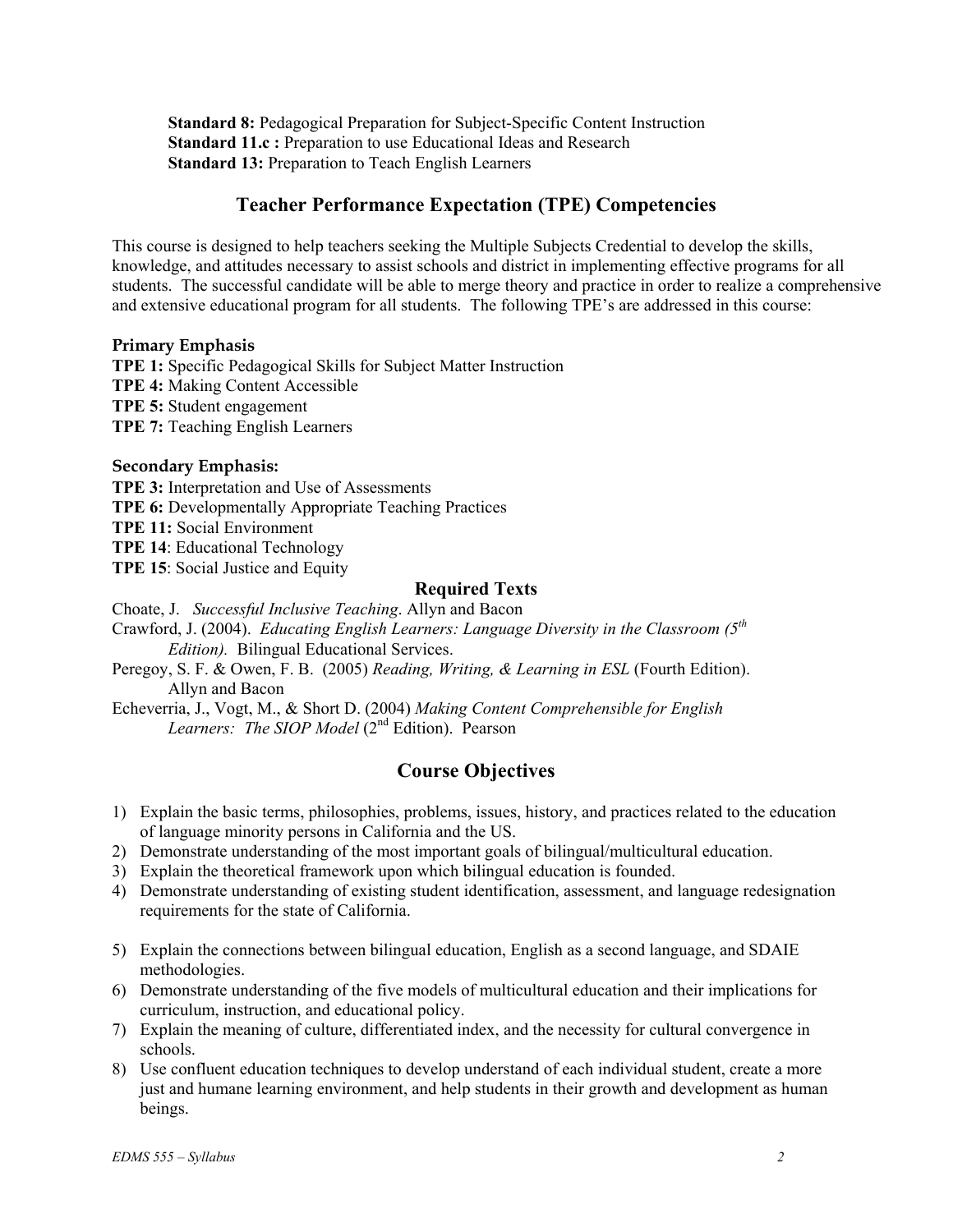**Standard 8:** Pedagogical Preparation for Subject-Specific Content Instruction
**Standard 11.c :** Preparation to use Educational Ideas and Research
**Standard 13:** Preparation to Teach English Learners

## Teacher Performance Expectation (TPE) Competencies

This course is designed to help teachers seeking the Multiple Subjects Credential to develop the skills, knowledge, and attitudes necessary to assist schools and district in implementing effective programs for all students. The successful candidate will be able to merge theory and practice in order to realize a comprehensive and extensive educational program for all students. The following TPE's are addressed in this course:

**Primary Emphasis**
**TPE 1:** Specific Pedagogical Skills for Subject Matter Instruction
**TPE 4:** Making Content Accessible
**TPE 5:** Student engagement
**TPE 7:** Teaching English Learners

**Secondary Emphasis:**
**TPE 3:** Interpretation and Use of Assessments
**TPE 6:** Developmentally Appropriate Teaching Practices
**TPE 11:** Social Environment
**TPE 14**: Educational Technology
**TPE 15**: Social Justice and Equity

### Required Texts

Choate, J. *Successful Inclusive Teaching*. Allyn and Bacon

Crawford, J. (2004). *Educating English Learners: Language Diversity in the Classroom (5th Edition).* Bilingual Educational Services.

Peregoy, S. F. & Owen, F. B. (2005) *Reading, Writing, & Learning in ESL* (Fourth Edition). Allyn and Bacon

Echeverria, J., Vogt, M., & Short D. (2004) *Making Content Comprehensible for English Learners: The SIOP Model* (2nd Edition). Pearson

## Course Objectives

1) Explain the basic terms, philosophies, problems, issues, history, and practices related to the education of language minority persons in California and the US.
2) Demonstrate understanding of the most important goals of bilingual/multicultural education.
3) Explain the theoretical framework upon which bilingual education is founded.
4) Demonstrate understanding of existing student identification, assessment, and language redesignation requirements for the state of California.
5) Explain the connections between bilingual education, English as a second language, and SDAIE methodologies.
6) Demonstrate understanding of the five models of multicultural education and their implications for curriculum, instruction, and educational policy.
7) Explain the meaning of culture, differentiated index, and the necessity for cultural convergence in schools.
8) Use confluent education techniques to develop understand of each individual student, create a more just and humane learning environment, and help students in their growth and development as human beings.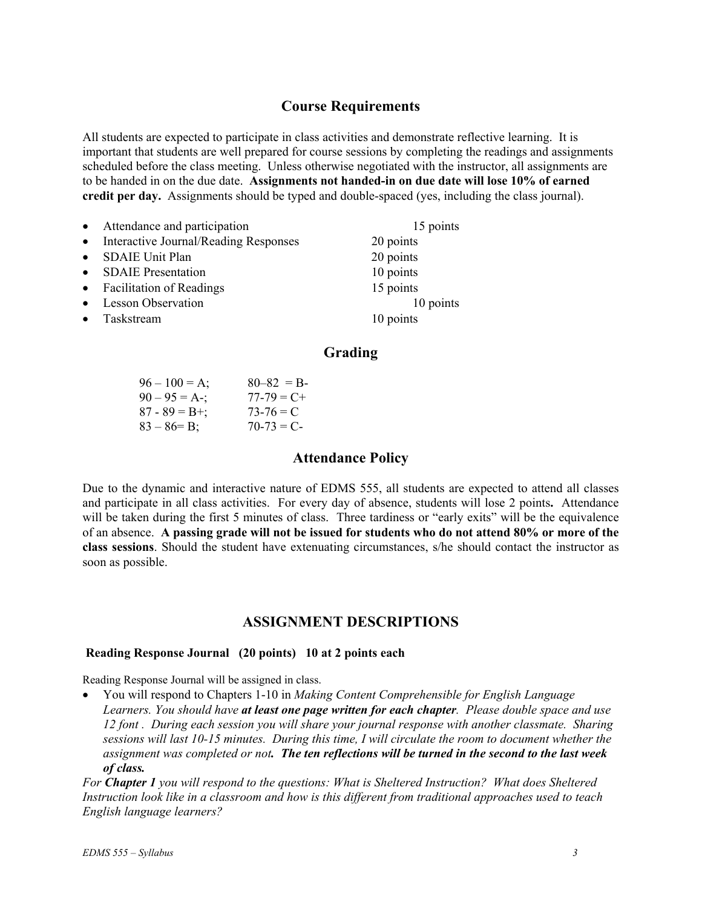## Course Requirements

All students are expected to participate in class activities and demonstrate reflective learning. It is important that students are well prepared for course sessions by completing the readings and assignments scheduled before the class meeting. Unless otherwise negotiated with the instructor, all assignments are to be handed in on the due date. **Assignments not handed-in on due date will lose 10% of earned credit per day.** Assignments should be typed and double-spaced (yes, including the class journal).

- Attendance and participation 15 points
- Interactive Journal/Reading Responses 20 points
- SDAIE Unit Plan 20 points
- SDAIE Presentation 10 points
- Facilitation of Readings 15 points
- Lesson Observation 10 points
- Taskstream 10 points

## Grading

| | |
|---|---|
| 96 – 100 = A; | 80–82 = B- |
| 90 – 95 = A-; | 77-79 = C+ |
| 87 - 89 = B+; | 73-76 = C |
| 83 – 86= B; | 70-73 = C- |

## Attendance Policy

Due to the dynamic and interactive nature of EDMS 555, all students are expected to attend all classes and participate in all class activities. For every day of absence, students will lose 2 points**.** Attendance will be taken during the first 5 minutes of class. Three tardiness or "early exits" will be the equivalence of an absence. **A passing grade will not be issued for students who do not attend 80% or more of the class sessions**. Should the student have extenuating circumstances, s/he should contact the instructor as soon as possible.

## ASSIGNMENT DESCRIPTIONS

### Reading Response Journal (20 points) 10 at 2 points each

Reading Response Journal will be assigned in class.

- You will respond to Chapters 1-10 in *Making Content Comprehensible for English Language Learners. You should have **at least one page written for each chapter**. Please double space and use 12 font . During each session you will share your journal response with another classmate. Sharing sessions will last 10-15 minutes. During this time, I will circulate the room to document whether the assignment was completed or not**. The ten reflections will be turned in the second to the last week of class.***

*For **Chapter 1** you will respond to the questions: What is Sheltered Instruction? What does Sheltered Instruction look like in a classroom and how is this different from traditional approaches used to teach English language learners?*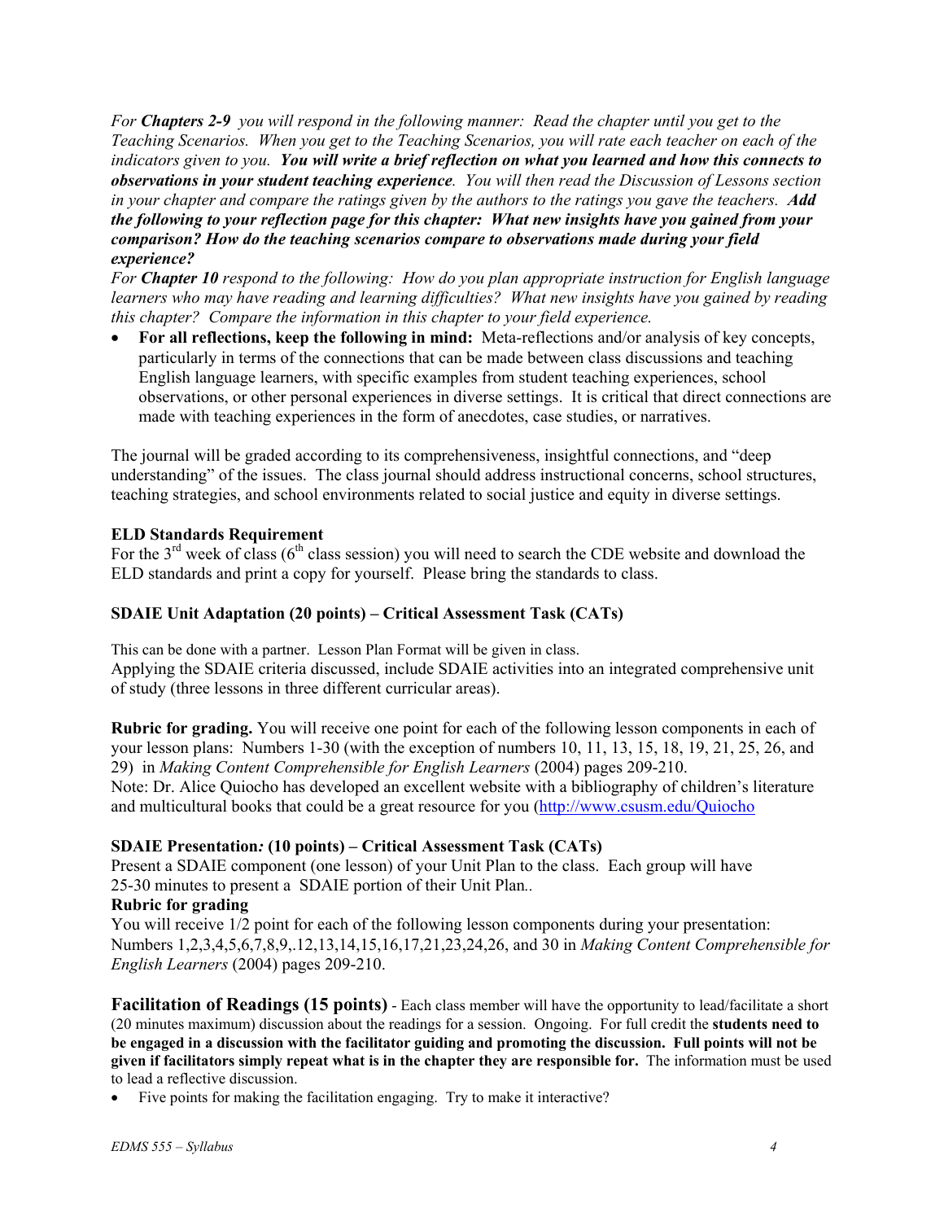*For **Chapters 2-9** you will respond in the following manner: Read the chapter until you get to the Teaching Scenarios. When you get to the Teaching Scenarios, you will rate each teacher on each of the indicators given to you. **You will write a brief reflection on what you learned and how this connects to observations in your student teaching experience**. You will then read the Discussion of Lessons section in your chapter and compare the ratings given by the authors to the ratings you gave the teachers. **Add the following to your reflection page for this chapter: What new insights have you gained from your comparison? How do the teaching scenarios compare to observations made during your field experience?***

*For **Chapter 10** respond to the following: How do you plan appropriate instruction for English language learners who may have reading and learning difficulties? What new insights have you gained by reading this chapter? Compare the information in this chapter to your field experience.*

- **For all reflections, keep the following in mind:** Meta-reflections and/or analysis of key concepts, particularly in terms of the connections that can be made between class discussions and teaching English language learners, with specific examples from student teaching experiences, school observations, or other personal experiences in diverse settings. It is critical that direct connections are made with teaching experiences in the form of anecdotes, case studies, or narratives.

The journal will be graded according to its comprehensiveness, insightful connections, and "deep understanding" of the issues. The class journal should address instructional concerns, school structures, teaching strategies, and school environments related to social justice and equity in diverse settings.

### ELD Standards Requirement

For the 3rd week of class (6th class session) you will need to search the CDE website and download the ELD standards and print a copy for yourself. Please bring the standards to class.

### SDAIE Unit Adaptation (20 points) – Critical Assessment Task (CATs)

This can be done with a partner. Lesson Plan Format will be given in class.

Applying the SDAIE criteria discussed, include SDAIE activities into an integrated comprehensive unit of study (three lessons in three different curricular areas).

**Rubric for grading.** You will receive one point for each of the following lesson components in each of your lesson plans: Numbers 1-30 (with the exception of numbers 10, 11, 13, 15, 18, 19, 21, 25, 26, and 29) in *Making Content Comprehensible for English Learners* (2004) pages 209-210.

Note: Dr. Alice Quiocho has developed an excellent website with a bibliography of children's literature and multicultural books that could be a great resource for you (http://www.csusm.edu/Quiocho

### SDAIE Presentation*:* (10 points) – Critical Assessment Task (CATs)

Present a SDAIE component (one lesson) of your Unit Plan to the class. Each group will have 25-30 minutes to present a SDAIE portion of their Unit Plan..

**Rubric for grading**

You will receive 1/2 point for each of the following lesson components during your presentation: Numbers 1,2,3,4,5,6,7,8,9,.12,13,14,15,16,17,21,23,24,26, and 30 in *Making Content Comprehensible for English Learners* (2004) pages 209-210.

**Facilitation of Readings (15 points)** - Each class member will have the opportunity to lead/facilitate a short (20 minutes maximum) discussion about the readings for a session. Ongoing. For full credit the **students need to be engaged in a discussion with the facilitator guiding and promoting the discussion. Full points will not be given if facilitators simply repeat what is in the chapter they are responsible for.** The information must be used to lead a reflective discussion.

- Five points for making the facilitation engaging. Try to make it interactive?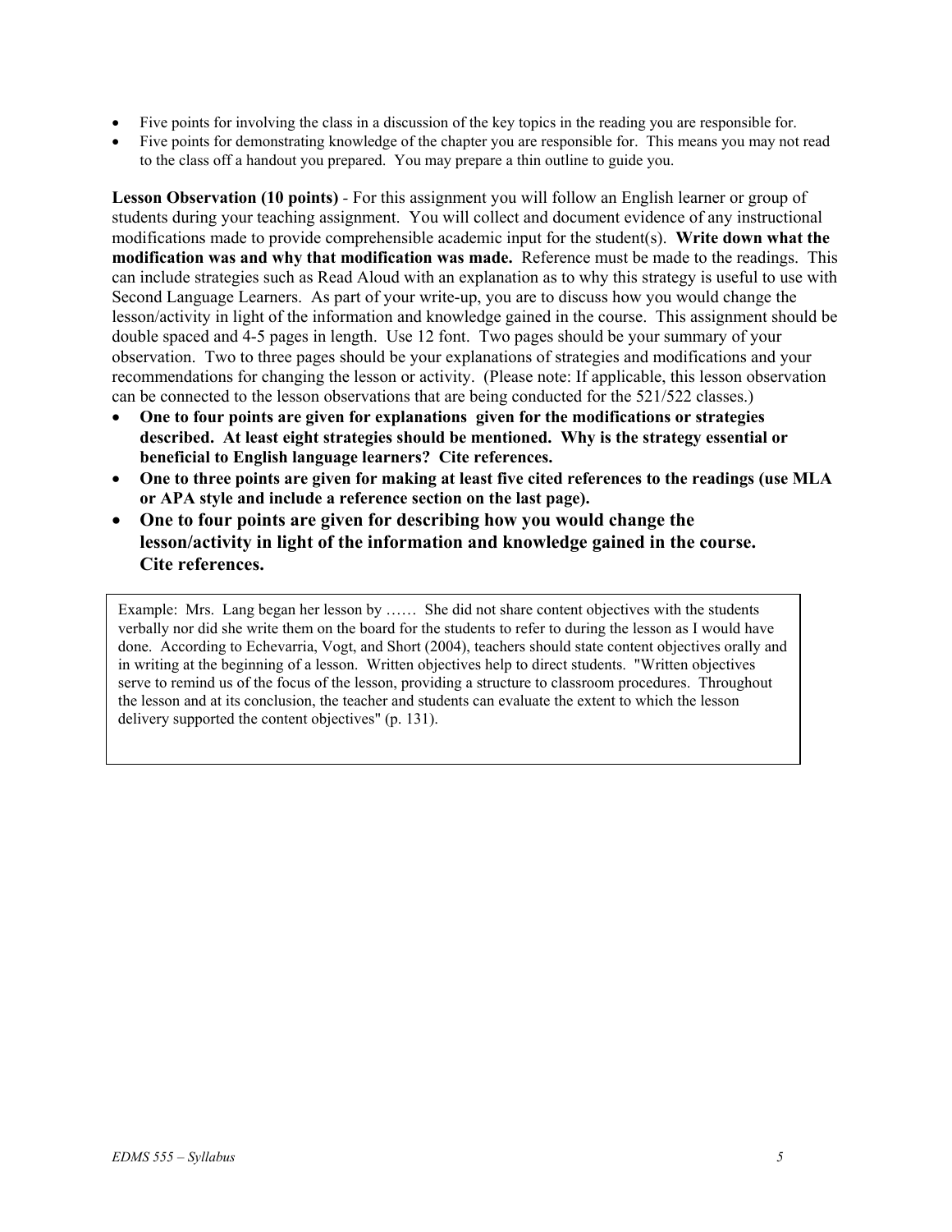- Five points for involving the class in a discussion of the key topics in the reading you are responsible for.
- Five points for demonstrating knowledge of the chapter you are responsible for. This means you may not read to the class off a handout you prepared. You may prepare a thin outline to guide you.

**Lesson Observation (10 points)** - For this assignment you will follow an English learner or group of students during your teaching assignment. You will collect and document evidence of any instructional modifications made to provide comprehensible academic input for the student(s). **Write down what the modification was and why that modification was made.** Reference must be made to the readings. This can include strategies such as Read Aloud with an explanation as to why this strategy is useful to use with Second Language Learners. As part of your write-up, you are to discuss how you would change the lesson/activity in light of the information and knowledge gained in the course. This assignment should be double spaced and 4-5 pages in length. Use 12 font. Two pages should be your summary of your observation. Two to three pages should be your explanations of strategies and modifications and your recommendations for changing the lesson or activity. (Please note: If applicable, this lesson observation can be connected to the lesson observations that are being conducted for the 521/522 classes.)

- **One to four points are given for explanations given for the modifications or strategies described. At least eight strategies should be mentioned. Why is the strategy essential or beneficial to English language learners? Cite references.**
- **One to three points are given for making at least five cited references to the readings (use MLA or APA style and include a reference section on the last page).**
- **One to four points are given for describing how you would change the lesson/activity in light of the information and knowledge gained in the course. Cite references.**

Example: Mrs. Lang began her lesson by …… She did not share content objectives with the students verbally nor did she write them on the board for the students to refer to during the lesson as I would have done. According to Echevarria, Vogt, and Short (2004), teachers should state content objectives orally and in writing at the beginning of a lesson. Written objectives help to direct students. "Written objectives serve to remind us of the focus of the lesson, providing a structure to classroom procedures. Throughout the lesson and at its conclusion, the teacher and students can evaluate the extent to which the lesson delivery supported the content objectives" (p. 131).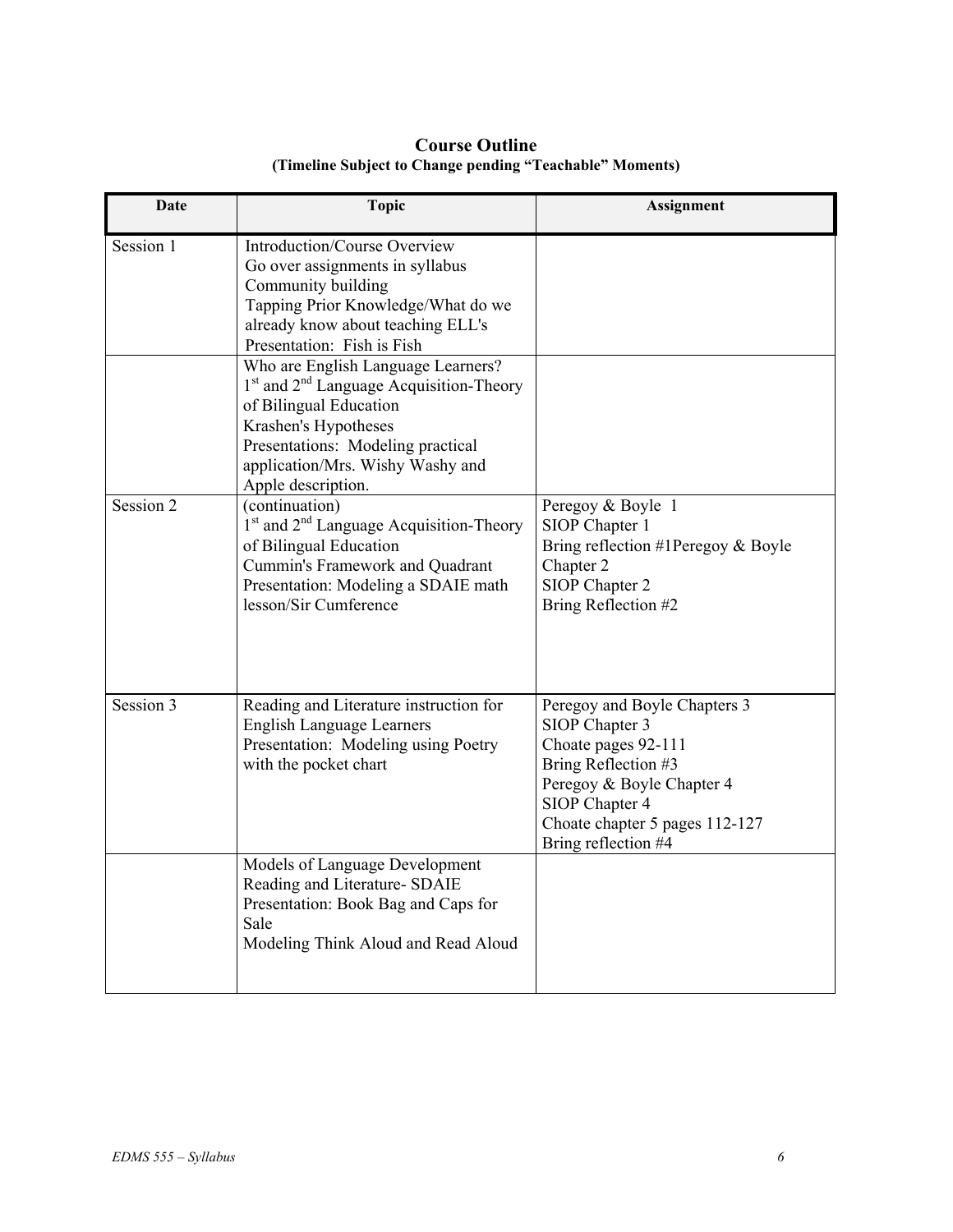## Course Outline

**(Timeline Subject to Change pending "Teachable" Moments)**

| Date | Topic | Assignment |
|---|---|---|
| Session 1 | Introduction/Course Overview<br>Go over assignments in syllabus<br>Community building<br>Tapping Prior Knowledge/What do we already know about teaching ELL's<br>Presentation: Fish is Fish | |
| | Who are English Language Learners?<br>1st and 2nd Language Acquisition-Theory of Bilingual Education<br>Krashen's Hypotheses<br>Presentations: Modeling practical application/Mrs. Wishy Washy and Apple description. | |
| Session 2 | (continuation)<br>1st and 2nd Language Acquisition-Theory of Bilingual Education<br>Cummin's Framework and Quadrant<br>Presentation: Modeling a SDAIE math lesson/Sir Cumference | Peregoy & Boyle 1<br>SIOP Chapter 1<br>Bring reflection #1Peregoy & Boyle Chapter 2<br>SIOP Chapter 2<br>Bring Reflection #2 |
| Session 3 | Reading and Literature instruction for English Language Learners<br>Presentation: Modeling using Poetry with the pocket chart | Peregoy and Boyle Chapters 3<br>SIOP Chapter 3<br>Choate pages 92-111<br>Bring Reflection #3<br>Peregoy & Boyle Chapter 4<br>SIOP Chapter 4<br>Choate chapter 5 pages 112-127<br>Bring reflection #4 |
| | Models of Language Development<br>Reading and Literature- SDAIE<br>Presentation: Book Bag and Caps for Sale<br>Modeling Think Aloud and Read Aloud | |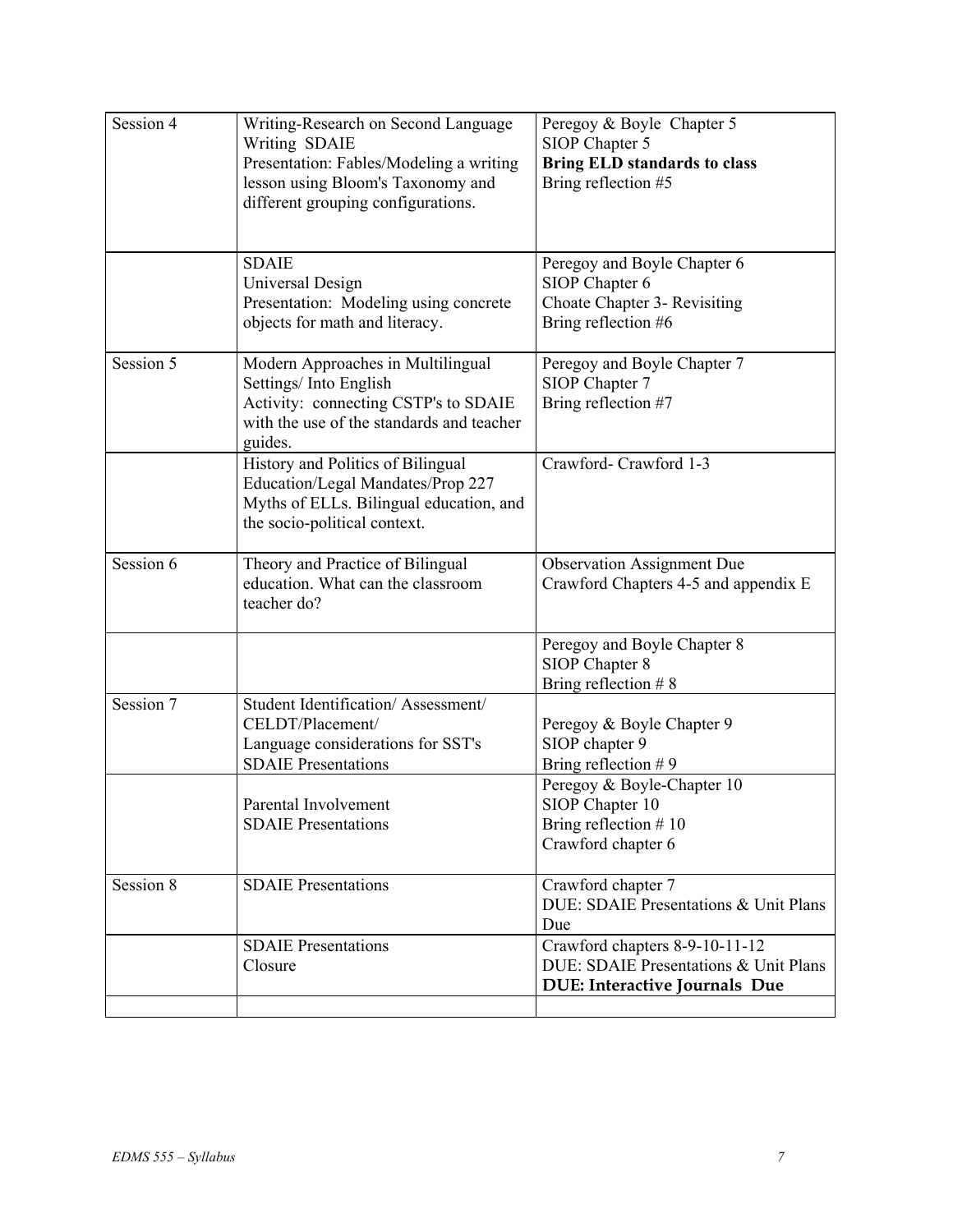| Session 4 | Writing-Research on Second Language Writing SDAIE<br>Presentation: Fables/Modeling a writing lesson using Bloom's Taxonomy and different grouping configurations. | Peregoy & Boyle Chapter 5<br>SIOP Chapter 5<br>**Bring ELD standards to class**<br>Bring reflection #5 |
|---|---|---|
| | SDAIE<br>Universal Design<br>Presentation: Modeling using concrete objects for math and literacy. | Peregoy and Boyle Chapter 6<br>SIOP Chapter 6<br>Choate Chapter 3- Revisiting<br>Bring reflection #6 |
| Session 5 | Modern Approaches in Multilingual Settings/ Into English<br>Activity: connecting CSTP's to SDAIE with the use of the standards and teacher guides. | Peregoy and Boyle Chapter 7<br>SIOP Chapter 7<br>Bring reflection #7 |
| | History and Politics of Bilingual Education/Legal Mandates/Prop 227<br>Myths of ELLs. Bilingual education, and the socio-political context. | Crawford- Crawford 1-3 |
| Session 6 | Theory and Practice of Bilingual education. What can the classroom teacher do? | Observation Assignment Due<br>Crawford Chapters 4-5 and appendix E |
| | | Peregoy and Boyle Chapter 8<br>SIOP Chapter 8<br>Bring reflection # 8 |
| Session 7 | Student Identification/ Assessment/ CELDT/Placement/<br>Language considerations for SST's<br>SDAIE Presentations | Peregoy & Boyle Chapter 9<br>SIOP chapter 9<br>Bring reflection # 9 |
| | Parental Involvement<br>SDAIE Presentations | Peregoy & Boyle-Chapter 10<br>SIOP Chapter 10<br>Bring reflection # 10<br>Crawford chapter 6 |
| Session 8 | SDAIE Presentations | Crawford chapter 7<br>DUE: SDAIE Presentations & Unit Plans Due |
| | SDAIE Presentations<br>Closure | Crawford chapters 8-9-10-11-12<br>DUE: SDAIE Presentations & Unit Plans<br>**DUE: Interactive Journals Due** |
| | | |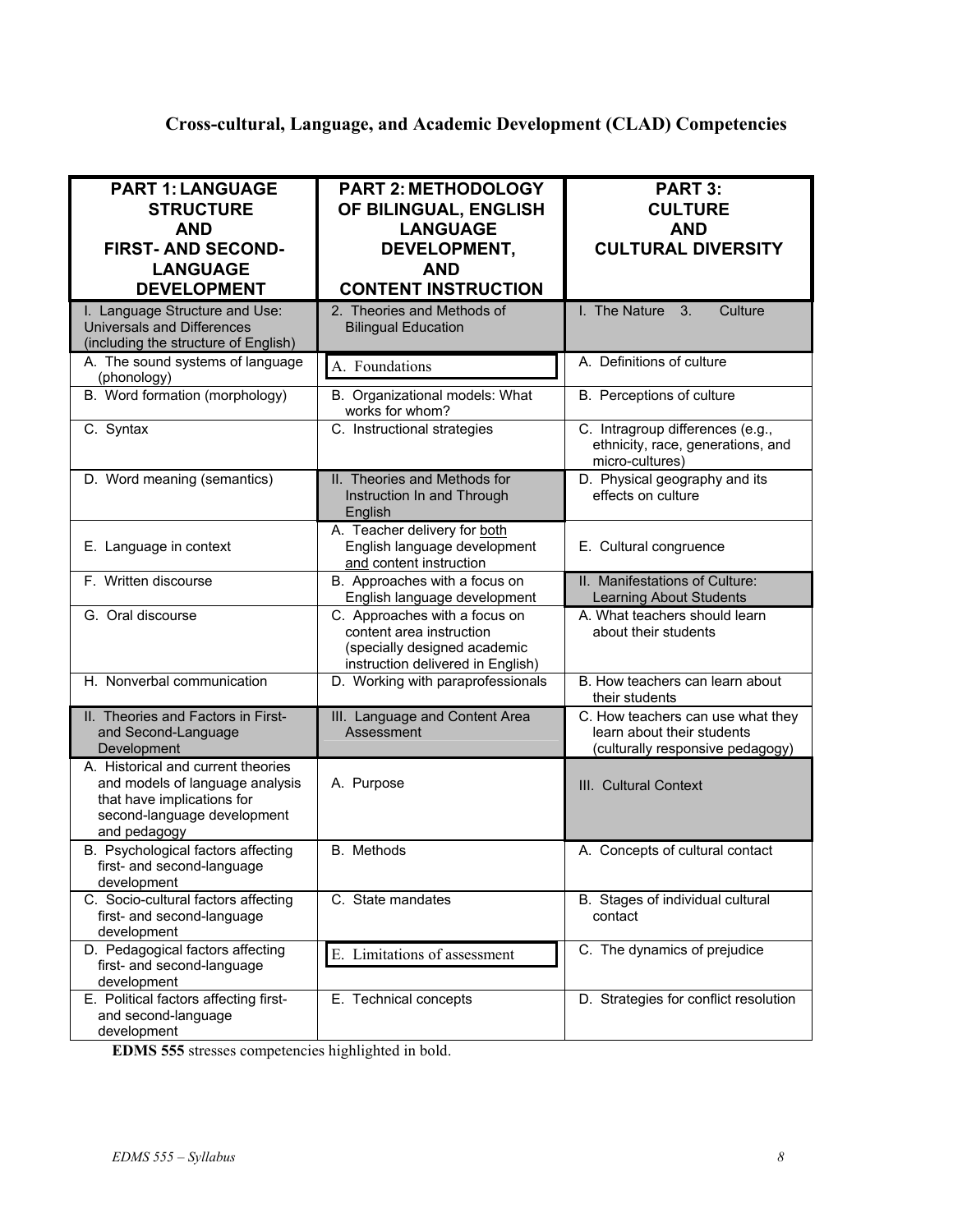# Cross-cultural, Language, and Academic Development (CLAD) Competencies

| **PART 1: LANGUAGE STRUCTURE AND FIRST- AND SECOND-LANGUAGE DEVELOPMENT** | **PART 2: METHODOLOGY OF BILINGUAL, ENGLISH LANGUAGE DEVELOPMENT, AND CONTENT INSTRUCTION** | **PART 3: CULTURE AND CULTURAL DIVERSITY** |
|---|---|---|
| I. Language Structure and Use: Universals and Differences (including the structure of English) | 2. Theories and Methods of Bilingual Education | I. The Nature 3. Culture |
| A. The sound systems of language (phonology) | A. Foundations | A. Definitions of culture |
| B. Word formation (morphology) | B. Organizational models: What works for whom? | B. Perceptions of culture |
| C. Syntax | C. Instructional strategies | C. Intragroup differences (e.g., ethnicity, race, generations, and micro-cultures) |
| D. Word meaning (semantics) | II. Theories and Methods for Instruction In and Through English | D. Physical geography and its effects on culture |
| E. Language in context | A. Teacher delivery for both English language development and content instruction | E. Cultural congruence |
| F. Written discourse | B. Approaches with a focus on English language development | II. Manifestations of Culture: Learning About Students |
| G. Oral discourse | C. Approaches with a focus on content area instruction (specially designed academic instruction delivered in English) | A. What teachers should learn about their students |
| H. Nonverbal communication | D. Working with paraprofessionals | B. How teachers can learn about their students |
| II. Theories and Factors in First- and Second-Language Development | III. Language and Content Area Assessment | C. How teachers can use what they learn about their students (culturally responsive pedagogy) |
| A. Historical and current theories and models of language analysis that have implications for second-language development and pedagogy | A. Purpose | III. Cultural Context |
| B. Psychological factors affecting first- and second-language development | B. Methods | A. Concepts of cultural contact |
| C. Socio-cultural factors affecting first- and second-language development | C. State mandates | B. Stages of individual cultural contact |
| D. Pedagogical factors affecting first- and second-language development | E. Limitations of assessment | C. The dynamics of prejudice |
| E. Political factors affecting first- and second-language development | E. Technical concepts | D. Strategies for conflict resolution |

**EDMS 555** stresses competencies highlighted in bold.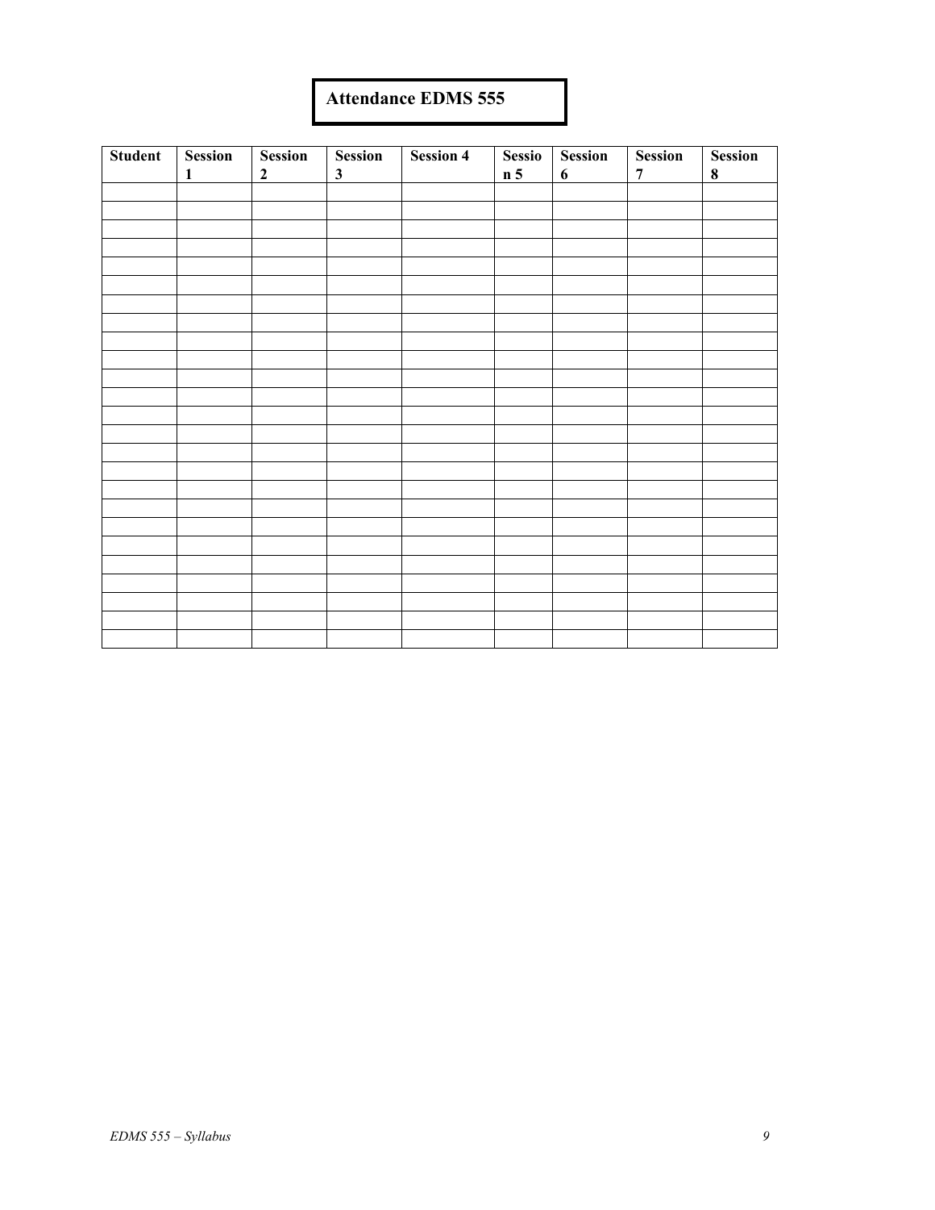**Attendance EDMS 555**

| Student | Session 1 | Session 2 | Session 3 | Session 4 | Session 5 | Session 6 | Session 7 | Session 8 |
|---|---|---|---|---|---|---|---|---|
| | | | | | | | | |
| | | | | | | | | |
| | | | | | | | | |
| | | | | | | | | |
| | | | | | | | | |
| | | | | | | | | |
| | | | | | | | | |
| | | | | | | | | |
| | | | | | | | | |
| | | | | | | | | |
| | | | | | | | | |
| | | | | | | | | |
| | | | | | | | | |
| | | | | | | | | |
| | | | | | | | | |
| | | | | | | | | |
| | | | | | | | | |
| | | | | | | | | |
| | | | | | | | | |
| | | | | | | | | |
| | | | | | | | | |
| | | | | | | | | |
| | | | | | | | | |
| | | | | | | | | |
| | | | | | | | | |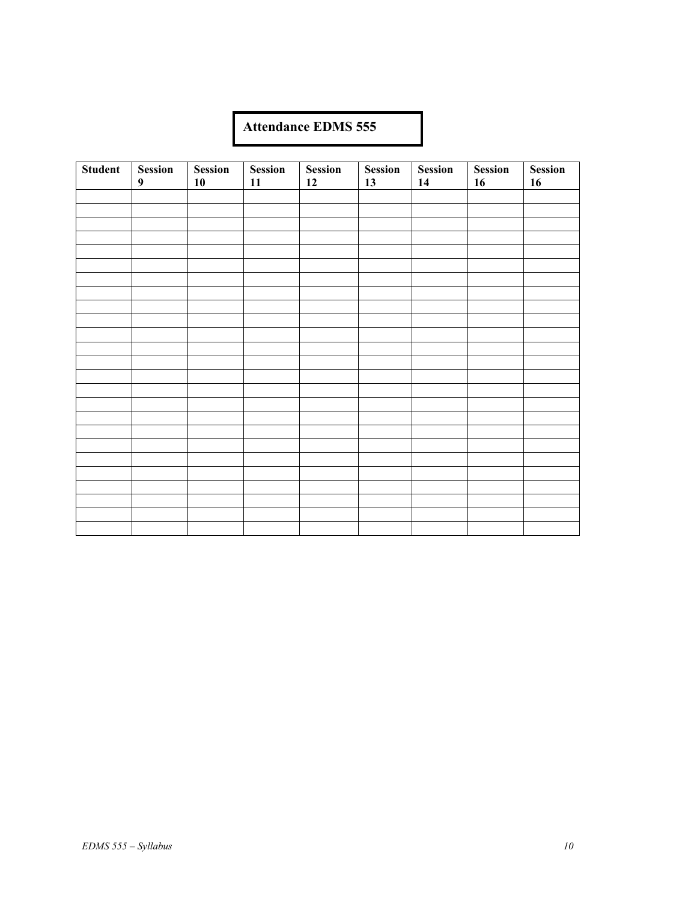**Attendance EDMS 555**

| Student | Session 9 | Session 10 | Session 11 | Session 12 | Session 13 | Session 14 | Session 16 | Session 16 |
|---|---|---|---|---|---|---|---|---|
| | | | | | | | | |
| | | | | | | | | |
| | | | | | | | | |
| | | | | | | | | |
| | | | | | | | | |
| | | | | | | | | |
| | | | | | | | | |
| | | | | | | | | |
| | | | | | | | | |
| | | | | | | | | |
| | | | | | | | | |
| | | | | | | | | |
| | | | | | | | | |
| | | | | | | | | |
| | | | | | | | | |
| | | | | | | | | |
| | | | | | | | | |
| | | | | | | | | |
| | | | | | | | | |
| | | | | | | | | |
| | | | | | | | | |
| | | | | | | | | |
| | | | | | | | | |
| | | | | | | | | |
| | | | | | | | | |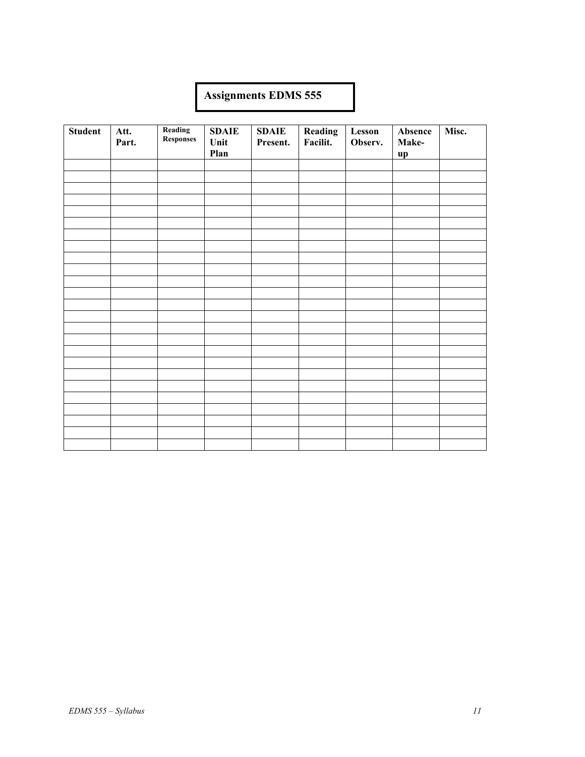**Assignments EDMS 555**

| Student | Att. Part. | Reading Responses | SDAIE Unit Plan | SDAIE Present. | Reading Facilit. | Lesson Observ. | Absence Make-up | Misc. |
|---|---|---|---|---|---|---|---|---|
| | | | | | | | | |
| | | | | | | | | |
| | | | | | | | | |
| | | | | | | | | |
| | | | | | | | | |
| | | | | | | | | |
| | | | | | | | | |
| | | | | | | | | |
| | | | | | | | | |
| | | | | | | | | |
| | | | | | | | | |
| | | | | | | | | |
| | | | | | | | | |
| | | | | | | | | |
| | | | | | | | | |
| | | | | | | | | |
| | | | | | | | | |
| | | | | | | | | |
| | | | | | | | | |
| | | | | | | | | |
| | | | | | | | | |
| | | | | | | | | |
| | | | | | | | | |
| | | | | | | | | |
| | | | | | | | | |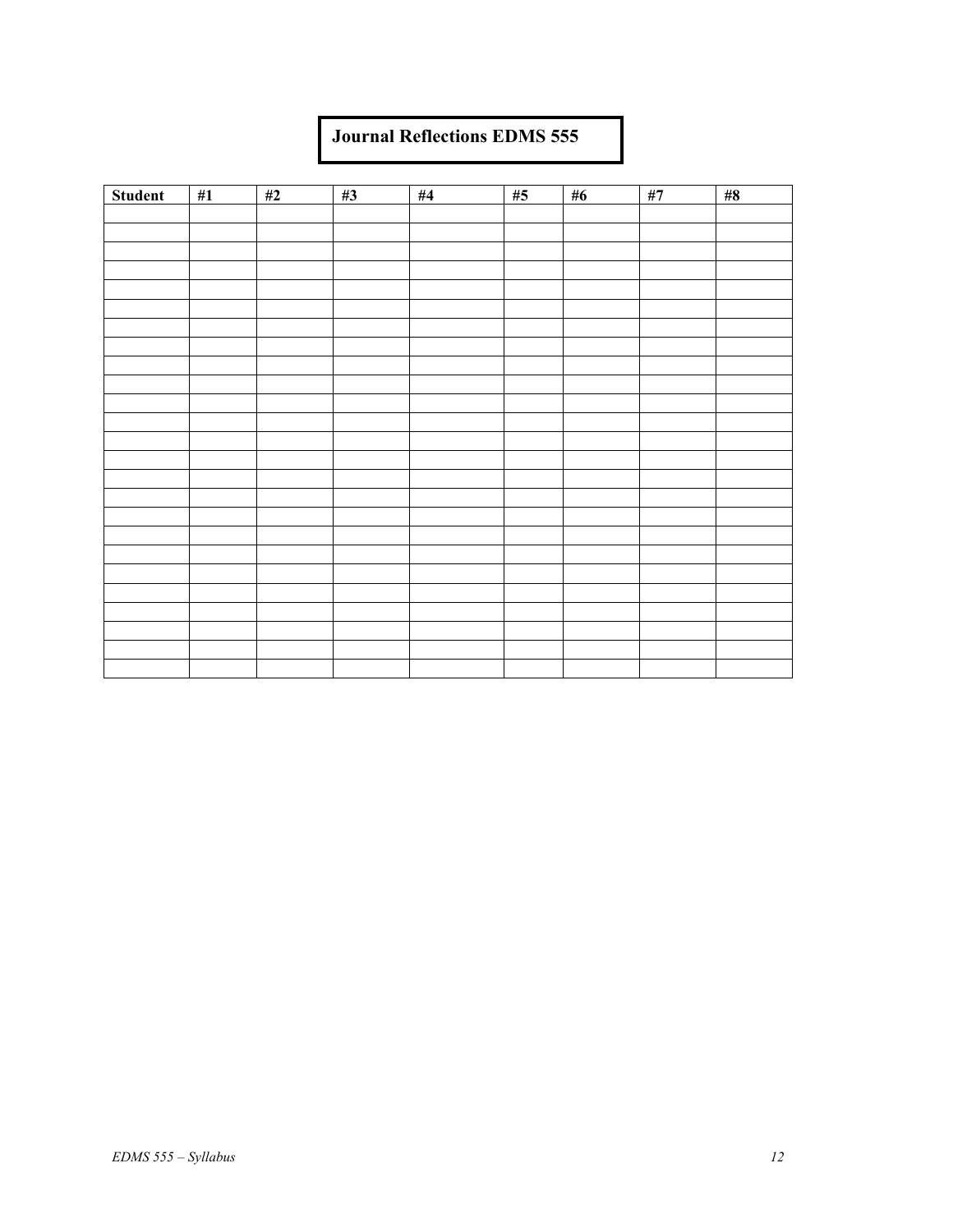**Journal Reflections EDMS 555**

| Student | #1 | #2 | #3 | #4 | #5 | #6 | #7 | #8 |
|---|---|---|---|---|---|---|---|---|
| | | | | | | | | |
| | | | | | | | | |
| | | | | | | | | |
| | | | | | | | | |
| | | | | | | | | |
| | | | | | | | | |
| | | | | | | | | |
| | | | | | | | | |
| | | | | | | | | |
| | | | | | | | | |
| | | | | | | | | |
| | | | | | | | | |
| | | | | | | | | |
| | | | | | | | | |
| | | | | | | | | |
| | | | | | | | | |
| | | | | | | | | |
| | | | | | | | | |
| | | | | | | | | |
| | | | | | | | | |
| | | | | | | | | |
| | | | | | | | | |
| | | | | | | | | |
| | | | | | | | | |
| | | | | | | | | |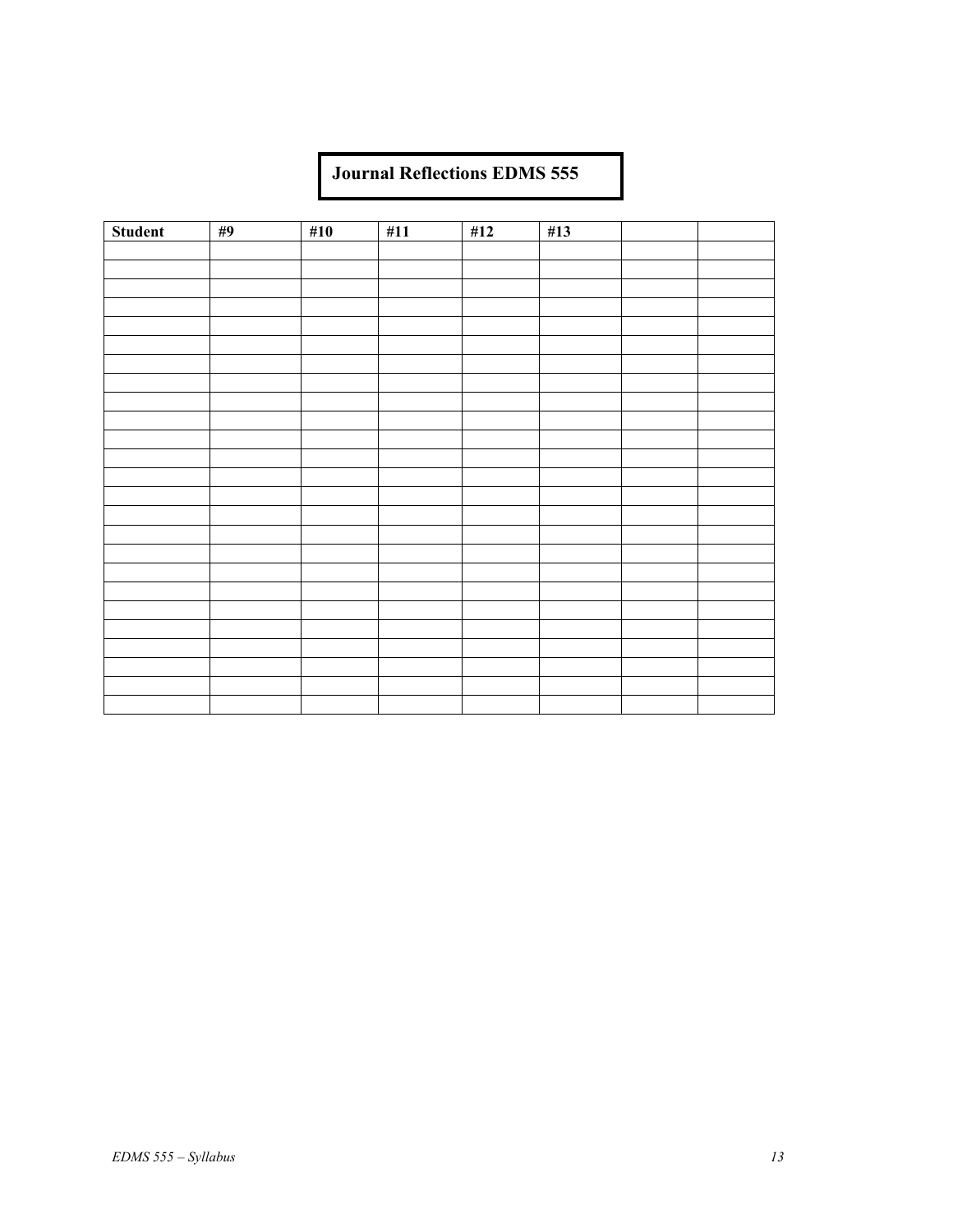**Journal Reflections EDMS 555**

| Student | #9 | #10 | #11 | #12 | #13 | | |
|---|---|---|---|---|---|---|---|
| | | | | | | | |
| | | | | | | | |
| | | | | | | | |
| | | | | | | | |
| | | | | | | | |
| | | | | | | | |
| | | | | | | | |
| | | | | | | | |
| | | | | | | | |
| | | | | | | | |
| | | | | | | | |
| | | | | | | | |
| | | | | | | | |
| | | | | | | | |
| | | | | | | | |
| | | | | | | | |
| | | | | | | | |
| | | | | | | | |
| | | | | | | | |
| | | | | | | | |
| | | | | | | | |
| | | | | | | | |
| | | | | | | | |
| | | | | | | | |
| | | | | | | | |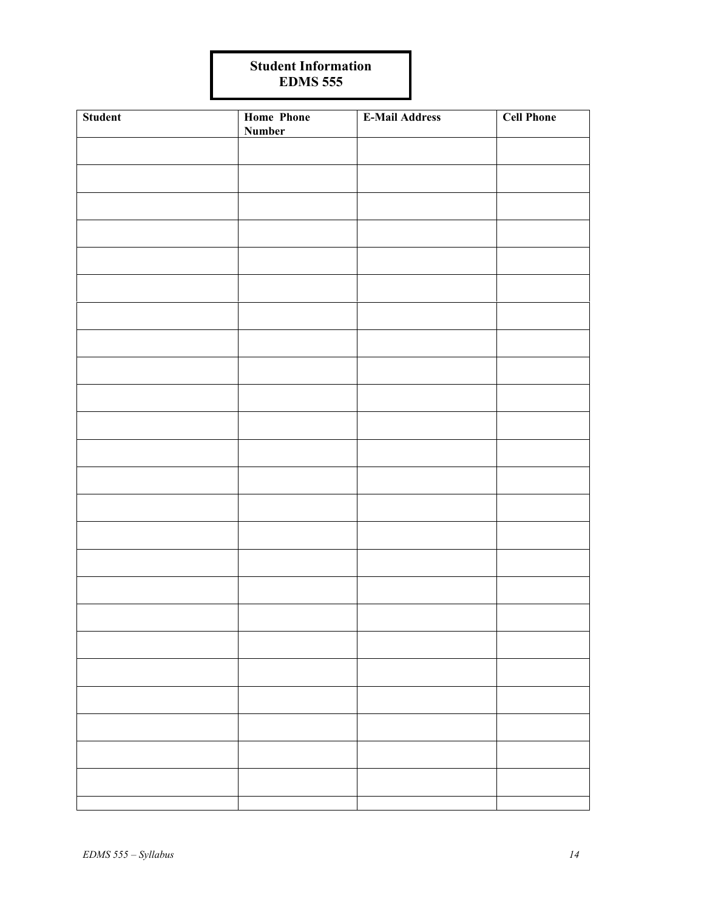**Student Information**
**EDMS 555**

| Student | Home Phone Number | E-Mail Address | Cell Phone |
|---|---|---|---|
| | | | |
| | | | |
| | | | |
| | | | |
| | | | |
| | | | |
| | | | |
| | | | |
| | | | |
| | | | |
| | | | |
| | | | |
| | | | |
| | | | |
| | | | |
| | | | |
| | | | |
| | | | |
| | | | |
| | | | |
| | | | |
| | | | |
| | | | |
| | | | |
| | | | |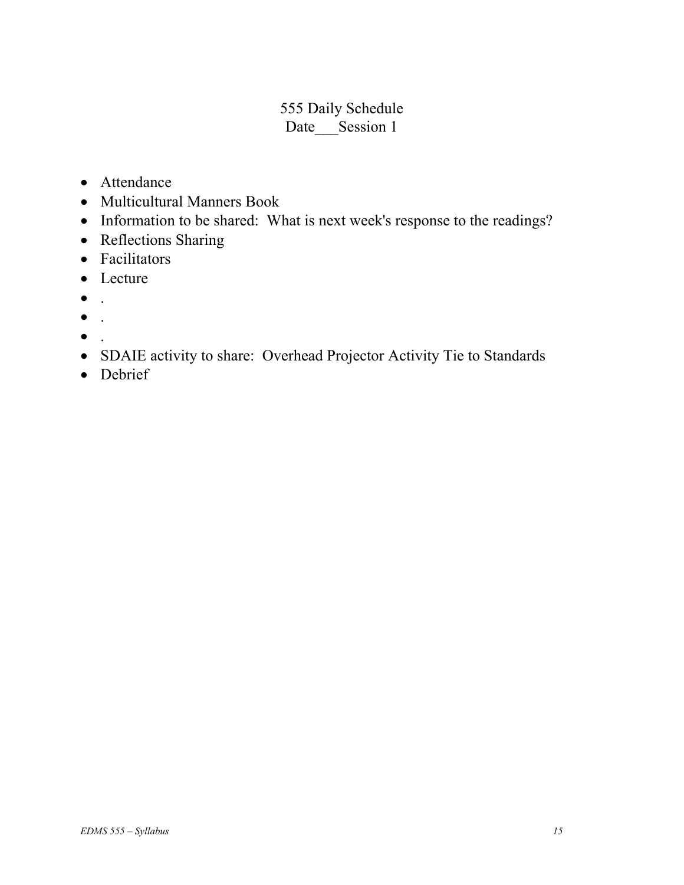555 Daily Schedule
Date___Session 1

- Attendance
- Multicultural Manners Book
- Information to be shared: What is next week's response to the readings?
- Reflections Sharing
- Facilitators
- Lecture
- .
- .
- .
- SDAIE activity to share: Overhead Projector Activity Tie to Standards
- Debrief